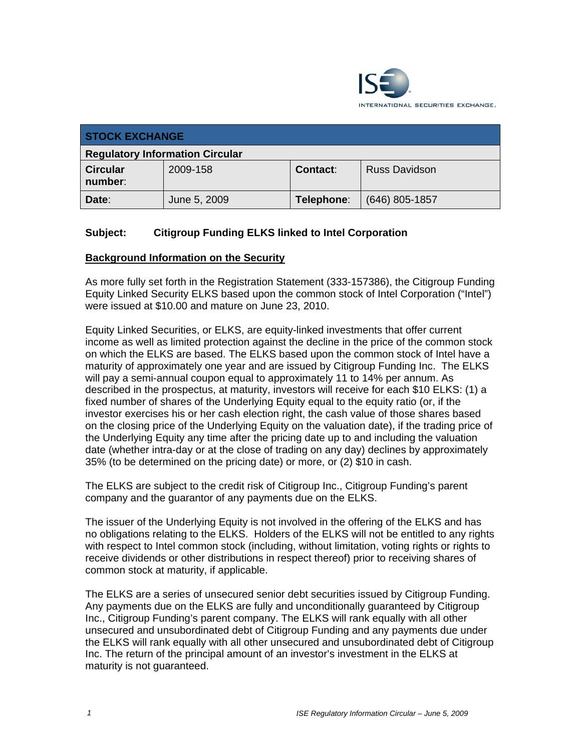ISE INTERNATIONAL SECURITIES EXCHANGE.

| STOCK EXCHANGE | | | |
|---|---|---|---|
| **Regulatory Information Circular** | | | |
| **Circular number**: | 2009-158 | **Contact**: | Russ Davidson |
| **Date**: | June 5, 2009 | **Telephone**: | (646) 805-1857 |

**Subject: Citigroup Funding ELKS linked to Intel Corporation**

**Background Information on the Security**

As more fully set forth in the Registration Statement (333-157386), the Citigroup Funding Equity Linked Security ELKS based upon the common stock of Intel Corporation ("Intel") were issued at $10.00 and mature on June 23, 2010.

Equity Linked Securities, or ELKS, are equity-linked investments that offer current income as well as limited protection against the decline in the price of the common stock on which the ELKS are based. The ELKS based upon the common stock of Intel have a maturity of approximately one year and are issued by Citigroup Funding Inc. The ELKS will pay a semi-annual coupon equal to approximately 11 to 14% per annum. As described in the prospectus, at maturity, investors will receive for each $10 ELKS: (1) a fixed number of shares of the Underlying Equity equal to the equity ratio (or, if the investor exercises his or her cash election right, the cash value of those shares based on the closing price of the Underlying Equity on the valuation date), if the trading price of the Underlying Equity any time after the pricing date up to and including the valuation date (whether intra-day or at the close of trading on any day) declines by approximately 35% (to be determined on the pricing date) or more, or (2) $10 in cash.

The ELKS are subject to the credit risk of Citigroup Inc., Citigroup Funding's parent company and the guarantor of any payments due on the ELKS.

The issuer of the Underlying Equity is not involved in the offering of the ELKS and has no obligations relating to the ELKS. Holders of the ELKS will not be entitled to any rights with respect to Intel common stock (including, without limitation, voting rights or rights to receive dividends or other distributions in respect thereof) prior to receiving shares of common stock at maturity, if applicable.

The ELKS are a series of unsecured senior debt securities issued by Citigroup Funding. Any payments due on the ELKS are fully and unconditionally guaranteed by Citigroup Inc., Citigroup Funding's parent company. The ELKS will rank equally with all other unsecured and unsubordinated debt of Citigroup Funding and any payments due under the ELKS will rank equally with all other unsecured and unsubordinated debt of Citigroup Inc. The return of the principal amount of an investor's investment in the ELKS at maturity is not guaranteed.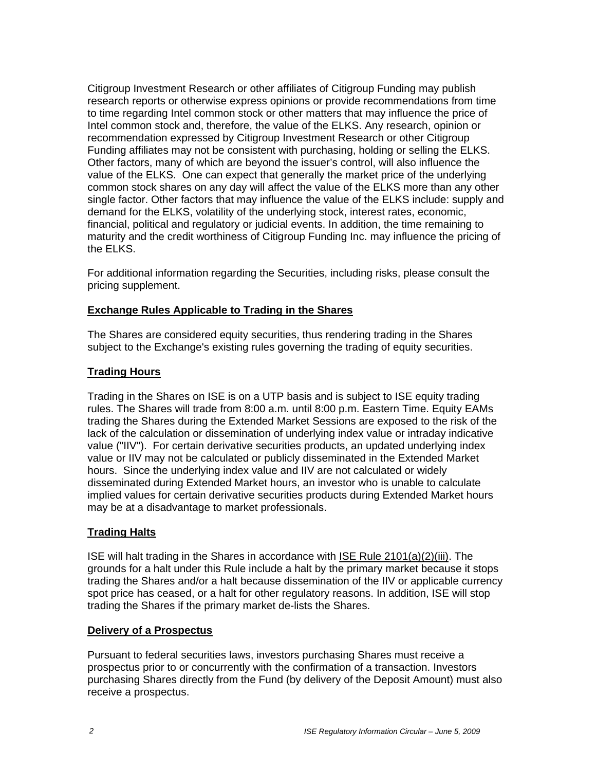Citigroup Investment Research or other affiliates of Citigroup Funding may publish research reports or otherwise express opinions or provide recommendations from time to time regarding Intel common stock or other matters that may influence the price of Intel common stock and, therefore, the value of the ELKS. Any research, opinion or recommendation expressed by Citigroup Investment Research or other Citigroup Funding affiliates may not be consistent with purchasing, holding or selling the ELKS. Other factors, many of which are beyond the issuer's control, will also influence the value of the ELKS. One can expect that generally the market price of the underlying common stock shares on any day will affect the value of the ELKS more than any other single factor. Other factors that may influence the value of the ELKS include: supply and demand for the ELKS, volatility of the underlying stock, interest rates, economic, financial, political and regulatory or judicial events. In addition, the time remaining to maturity and the credit worthiness of Citigroup Funding Inc. may influence the pricing of the ELKS.

For additional information regarding the Securities, including risks, please consult the pricing supplement.

## Exchange Rules Applicable to Trading in the Shares

The Shares are considered equity securities, thus rendering trading in the Shares subject to the Exchange's existing rules governing the trading of equity securities.

## Trading Hours

Trading in the Shares on ISE is on a UTP basis and is subject to ISE equity trading rules. The Shares will trade from 8:00 a.m. until 8:00 p.m. Eastern Time. Equity EAMs trading the Shares during the Extended Market Sessions are exposed to the risk of the lack of the calculation or dissemination of underlying index value or intraday indicative value ("IIV"). For certain derivative securities products, an updated underlying index value or IIV may not be calculated or publicly disseminated in the Extended Market hours. Since the underlying index value and IIV are not calculated or widely disseminated during Extended Market hours, an investor who is unable to calculate implied values for certain derivative securities products during Extended Market hours may be at a disadvantage to market professionals.

## Trading Halts

ISE will halt trading in the Shares in accordance with ISE Rule 2101(a)(2)(iii). The grounds for a halt under this Rule include a halt by the primary market because it stops trading the Shares and/or a halt because dissemination of the IIV or applicable currency spot price has ceased, or a halt for other regulatory reasons. In addition, ISE will stop trading the Shares if the primary market de-lists the Shares.

## Delivery of a Prospectus

Pursuant to federal securities laws, investors purchasing Shares must receive a prospectus prior to or concurrently with the confirmation of a transaction. Investors purchasing Shares directly from the Fund (by delivery of the Deposit Amount) must also receive a prospectus.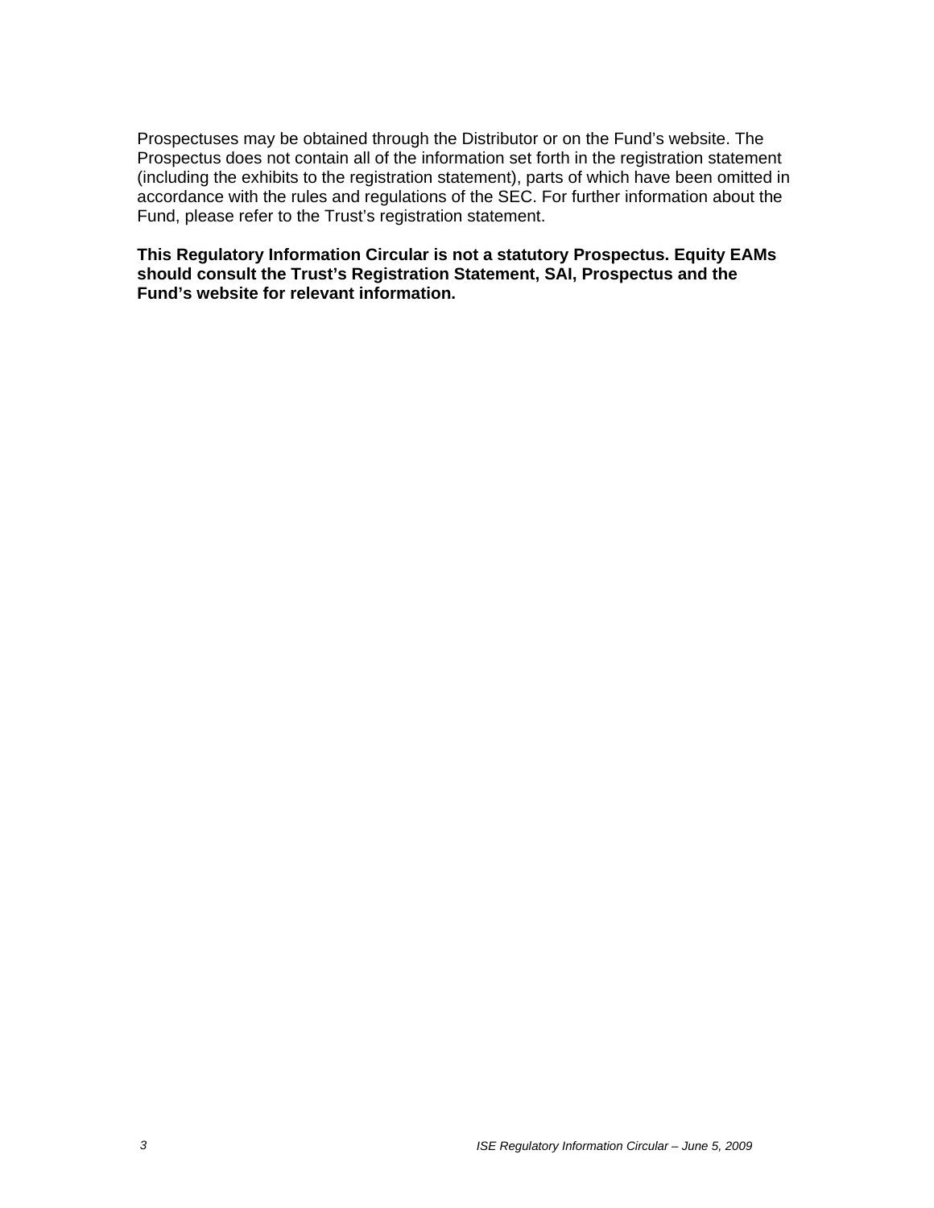Prospectuses may be obtained through the Distributor or on the Fund's website. The Prospectus does not contain all of the information set forth in the registration statement (including the exhibits to the registration statement), parts of which have been omitted in accordance with the rules and regulations of the SEC. For further information about the Fund, please refer to the Trust's registration statement.

**This Regulatory Information Circular is not a statutory Prospectus. Equity EAMs should consult the Trust's Registration Statement, SAI, Prospectus and the Fund's website for relevant information.**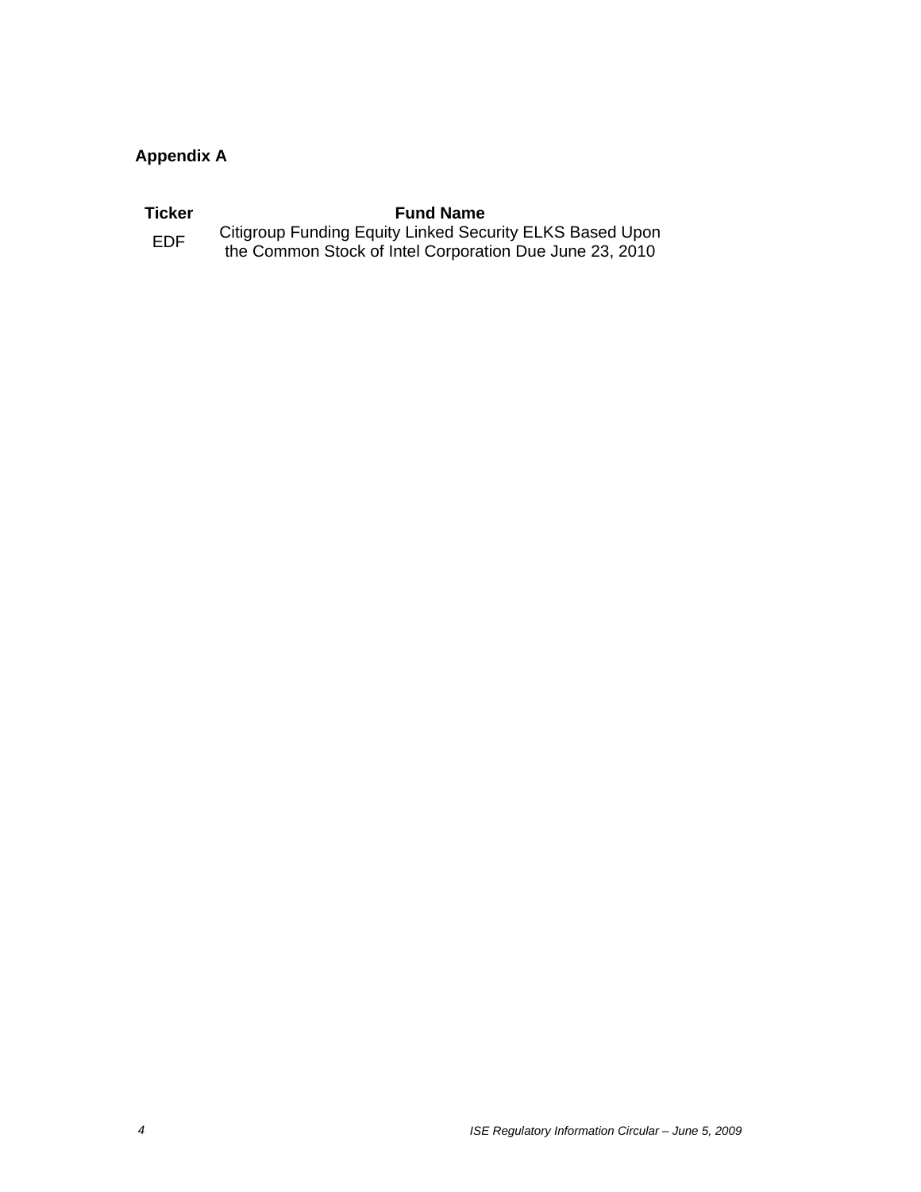**Appendix A**

| Ticker | Fund Name |
| --- | --- |
| EDF | Citigroup Funding Equity Linked Security ELKS Based Upon the Common Stock of Intel Corporation Due June 23, 2010 |